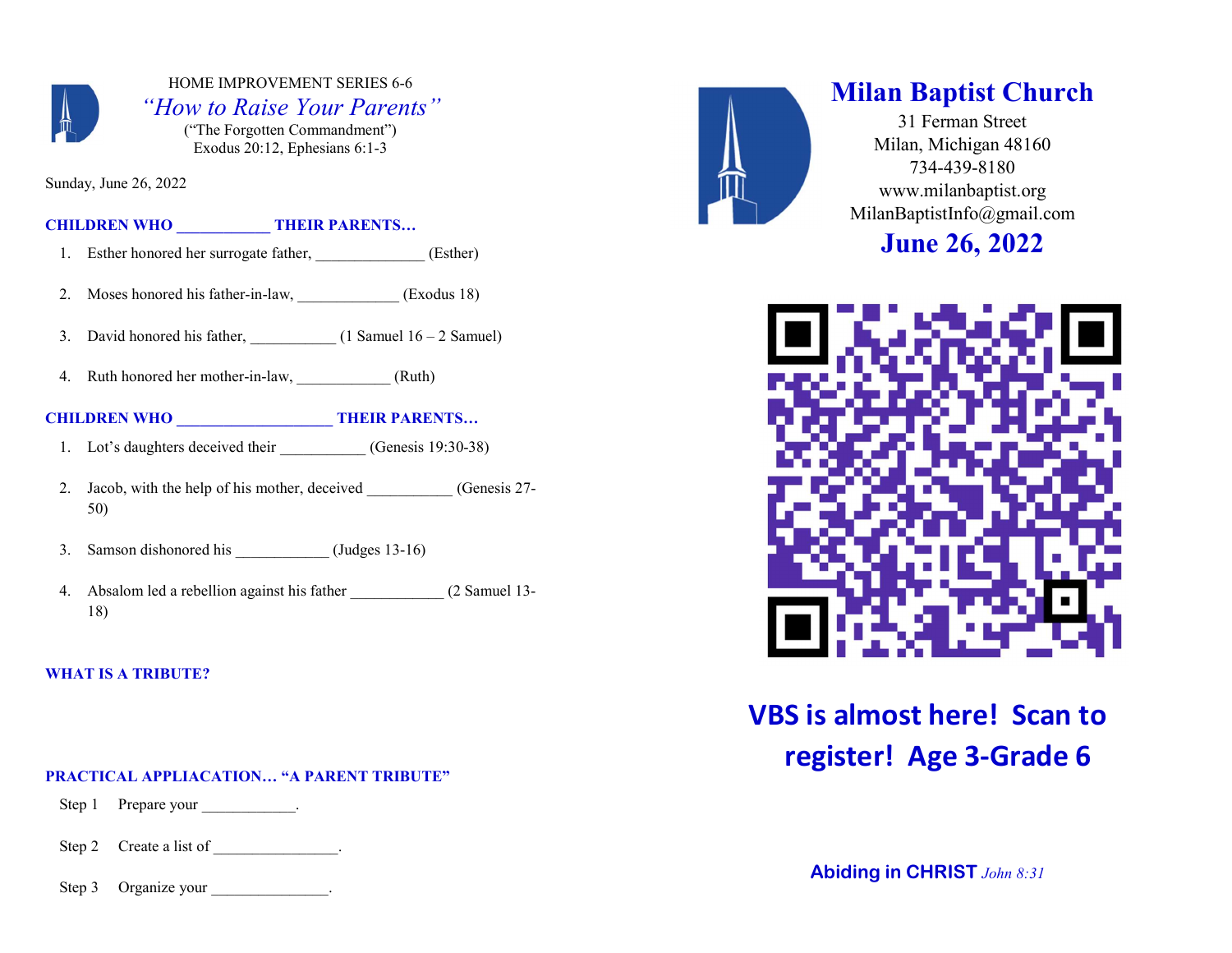HOME IMPROVEMENT SERIES 6-6

# *"How to Raise Your Parents"*

("The Forgotten Commandment")
Exodus 20:12, Ephesians 6:1-3

Sunday, June 26, 2022

**CHILDREN WHO ___________ THEIR PARENTS…**

1. Esther honored her surrogate father, ______________ (Esther)
2. Moses honored his father-in-law, _____________ (Exodus 18)
3. David honored his father, ___________ (1 Samuel 16 – 2 Samuel)
4. Ruth honored her mother-in-law, ____________ (Ruth)

**CHILDREN WHO ____________________ THEIR PARENTS…**

1. Lot's daughters deceived their ___________ (Genesis 19:30-38)
2. Jacob, with the help of his mother, deceived ___________ (Genesis 27-50)
3. Samson dishonored his ____________ (Judges 13-16)
4. Absalom led a rebellion against his father ____________ (2 Samuel 13-18)

**WHAT IS A TRIBUTE?**

**PRACTICAL APPLIACATION… "A PARENT TRIBUTE"**

Step 1 Prepare your ____________.

Step 2 Create a list of ________________.

Step 3 Organize your _______________.

# Milan Baptist Church

31 Ferman Street
Milan, Michigan 48160
734-439-8180
www.milanbaptist.org
MilanBaptistInfo@gmail.com

## June 26, 2022

**VBS is almost here! Scan to register! Age 3-Grade 6**

**Abiding in CHRIST** *John 8:31*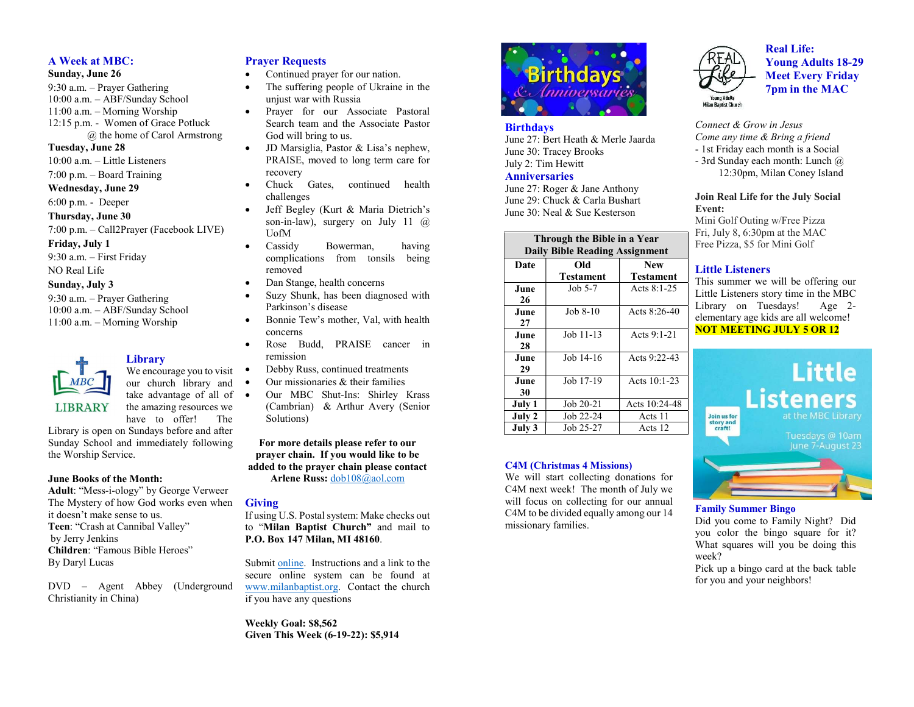## A Week at MBC:

**Sunday, June 26**

9:30 a.m. – Prayer Gathering
10:00 a.m. – ABF/Sunday School
11:00 a.m. – Morning Worship
12:15 p.m. - Women of Grace Potluck
@ the home of Carol Armstrong

**Tuesday, June 28**

10:00 a.m. – Little Listeners
7:00 p.m. – Board Training

**Wednesday, June 29**

6:00 p.m. - Deeper

**Thursday, June 30**

7:00 p.m. – Call2Prayer (Facebook LIVE)

**Friday, July 1**

9:30 a.m. – First Friday
NO Real Life

**Sunday, July 3**

9:30 a.m. – Prayer Gathering
10:00 a.m. – ABF/Sunday School
11:00 a.m. – Morning Worship

## Library

MBC LIBRARY

We encourage you to visit our church library and take advantage of all of the amazing resources we have to offer! The Library is open on Sundays before and after Sunday School and immediately following the Worship Service.

**June Books of the Month:**
**Adult**: "Mess-i-ology" by George Verweer The Mystery of how God works even when it doesn't make sense to us.
**Teen**: "Crash at Cannibal Valley" by Jerry Jenkins
**Children**: "Famous Bible Heroes" By Daryl Lucas

DVD – Agent Abbey (Underground Christianity in China)

## Prayer Requests

- Continued prayer for our nation.
- The suffering people of Ukraine in the unjust war with Russia
- Prayer for our Associate Pastoral Search team and the Associate Pastor God will bring to us.
- JD Marsiglia, Pastor & Lisa's nephew, PRAISE, moved to long term care for recovery
- Chuck Gates, continued health challenges
- Jeff Begley (Kurt & Maria Dietrich's son-in-law), surgery on July 11 @ UofM
- Cassidy Bowerman, having complications from tonsils being removed
- Dan Stange, health concerns
- Suzy Shunk, has been diagnosed with Parkinson's disease
- Bonnie Tew's mother, Val, with health concerns
- Rose Budd, PRAISE cancer in remission
- Debby Russ, continued treatments
- Our missionaries & their families
- Our MBC Shut-Ins: Shirley Krass (Cambrian) & Arthur Avery (Senior Solutions)

**For more details please refer to our prayer chain. If you would like to be added to the prayer chain please contact Arlene Russ:** dob108@aol.com

## Giving

If using U.S. Postal system: Make checks out to "**Milan Baptist Church"** and mail to **P.O. Box 147 Milan, MI 48160**.

Submit online. Instructions and a link to the secure online system can be found at www.milanbaptist.org. Contact the church if you have any questions

**Weekly Goal: $8,562**
**Given This Week (6-19-22): $5,914**

Birthdays & Anniversaries

## Birthdays

June 27: Bert Heath & Merle Jaarda
June 30: Tracey Brooks
July 2: Tim Hewitt

## Anniversaries

June 27: Roger & Jane Anthony
June 29: Chuck & Carla Bushart
June 30: Neal & Sue Kesterson

**Through the Bible in a Year**
**Daily Bible Reading Assignment**

| Date | Old Testament | New Testament |
|---|---|---|
| **June 26** | Job 5-7 | Acts 8:1-25 |
| **June 27** | Job 8-10 | Acts 8:26-40 |
| **June 28** | Job 11-13 | Acts 9:1-21 |
| **June 29** | Job 14-16 | Acts 9:22-43 |
| **June 30** | Job 17-19 | Acts 10:1-23 |
| **July 1** | Job 20-21 | Acts 10:24-48 |
| **July 2** | Job 22-24 | Acts 11 |
| **July 3** | Job 25-27 | Acts 12 |

## C4M (Christmas 4 Missions)

We will start collecting donations for C4M next week! The month of July we will focus on collecting for our annual C4M to be divided equally among our 14 missionary families.

## Real Life: Young Adults 18-29 Meet Every Friday 7pm in the MAC

REAL Life — Young Adults, Milan Baptist Church

*Connect & Grow in Jesus*
*Come any time & Bring a friend*
- 1st Friday each month is a Social
- 3rd Sunday each month: Lunch @ 12:30pm, Milan Coney Island

**Join Real Life for the July Social Event:**
Mini Golf Outing w/Free Pizza
Fri, July 8, 6:30pm at the MAC
Free Pizza, $5 for Mini Golf

## Little Listeners

This summer we will be offering our Little Listeners story time in the MBC Library on Tuesdays! Age 2-elementary age kids are all welcome!
**NOT MEETING JULY 5 OR 12**

Little Listeners at the MBC Library
Join us for story and craft!
Tuesdays @ 10am
June 7-August 23

## Family Summer Bingo

Did you come to Family Night? Did you color the bingo square for it? What squares will you be doing this week?
Pick up a bingo card at the back table for you and your neighbors!